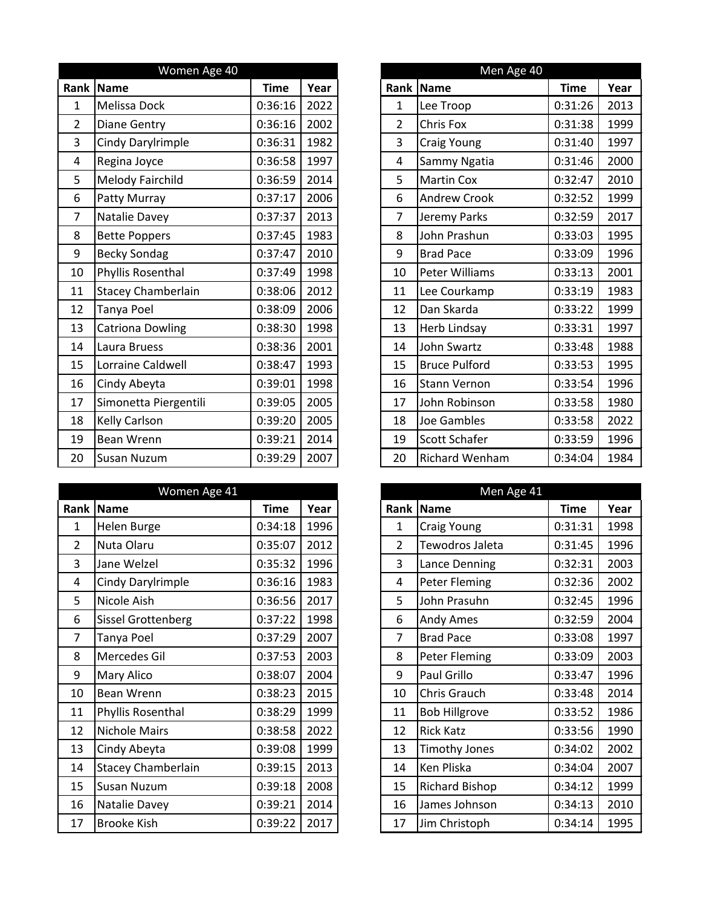| Women Age 40 | | | |
|---|---|---|---|
| **Rank** | **Name** | **Time** | **Year** |
| 1 | Melissa Dock | 0:36:16 | 2022 |
| 2 | Diane Gentry | 0:36:16 | 2002 |
| 3 | Cindy Darylrimple | 0:36:31 | 1982 |
| 4 | Regina Joyce | 0:36:58 | 1997 |
| 5 | Melody Fairchild | 0:36:59 | 2014 |
| 6 | Patty Murray | 0:37:17 | 2006 |
| 7 | Natalie Davey | 0:37:37 | 2013 |
| 8 | Bette Poppers | 0:37:45 | 1983 |
| 9 | Becky Sondag | 0:37:47 | 2010 |
| 10 | Phyllis Rosenthal | 0:37:49 | 1998 |
| 11 | Stacey Chamberlain | 0:38:06 | 2012 |
| 12 | Tanya Poel | 0:38:09 | 2006 |
| 13 | Catriona Dowling | 0:38:30 | 1998 |
| 14 | Laura Bruess | 0:38:36 | 2001 |
| 15 | Lorraine Caldwell | 0:38:47 | 1993 |
| 16 | Cindy Abeyta | 0:39:01 | 1998 |
| 17 | Simonetta Piergentili | 0:39:05 | 2005 |
| 18 | Kelly Carlson | 0:39:20 | 2005 |
| 19 | Bean Wrenn | 0:39:21 | 2014 |
| 20 | Susan Nuzum | 0:39:29 | 2007 |

| Men Age 40 | | | |
|---|---|---|---|
| **Rank** | **Name** | **Time** | **Year** |
| 1 | Lee Troop | 0:31:26 | 2013 |
| 2 | Chris Fox | 0:31:38 | 1999 |
| 3 | Craig Young | 0:31:40 | 1997 |
| 4 | Sammy Ngatia | 0:31:46 | 2000 |
| 5 | Martin Cox | 0:32:47 | 2010 |
| 6 | Andrew Crook | 0:32:52 | 1999 |
| 7 | Jeremy Parks | 0:32:59 | 2017 |
| 8 | John Prashun | 0:33:03 | 1995 |
| 9 | Brad Pace | 0:33:09 | 1996 |
| 10 | Peter Williams | 0:33:13 | 2001 |
| 11 | Lee Courkamp | 0:33:19 | 1983 |
| 12 | Dan Skarda | 0:33:22 | 1999 |
| 13 | Herb Lindsay | 0:33:31 | 1997 |
| 14 | John Swartz | 0:33:48 | 1988 |
| 15 | Bruce Pulford | 0:33:53 | 1995 |
| 16 | Stann Vernon | 0:33:54 | 1996 |
| 17 | John Robinson | 0:33:58 | 1980 |
| 18 | Joe Gambles | 0:33:58 | 2022 |
| 19 | Scott Schafer | 0:33:59 | 1996 |
| 20 | Richard Wenham | 0:34:04 | 1984 |

| Women Age 41 | | | |
|---|---|---|---|
| **Rank** | **Name** | **Time** | **Year** |
| 1 | Helen Burge | 0:34:18 | 1996 |
| 2 | Nuta Olaru | 0:35:07 | 2012 |
| 3 | Jane Welzel | 0:35:32 | 1996 |
| 4 | Cindy Darylrimple | 0:36:16 | 1983 |
| 5 | Nicole Aish | 0:36:56 | 2017 |
| 6 | Sissel Grottenberg | 0:37:22 | 1998 |
| 7 | Tanya Poel | 0:37:29 | 2007 |
| 8 | Mercedes Gil | 0:37:53 | 2003 |
| 9 | Mary Alico | 0:38:07 | 2004 |
| 10 | Bean Wrenn | 0:38:23 | 2015 |
| 11 | Phyllis Rosenthal | 0:38:29 | 1999 |
| 12 | Nichole Mairs | 0:38:58 | 2022 |
| 13 | Cindy Abeyta | 0:39:08 | 1999 |
| 14 | Stacey Chamberlain | 0:39:15 | 2013 |
| 15 | Susan Nuzum | 0:39:18 | 2008 |
| 16 | Natalie Davey | 0:39:21 | 2014 |
| 17 | Brooke Kish | 0:39:22 | 2017 |

| Men Age 41 | | | |
|---|---|---|---|
| **Rank** | **Name** | **Time** | **Year** |
| 1 | Craig Young | 0:31:31 | 1998 |
| 2 | Tewodros Jaleta | 0:31:45 | 1996 |
| 3 | Lance Denning | 0:32:31 | 2003 |
| 4 | Peter Fleming | 0:32:36 | 2002 |
| 5 | John Prasuhn | 0:32:45 | 1996 |
| 6 | Andy Ames | 0:32:59 | 2004 |
| 7 | Brad Pace | 0:33:08 | 1997 |
| 8 | Peter Fleming | 0:33:09 | 2003 |
| 9 | Paul Grillo | 0:33:47 | 1996 |
| 10 | Chris Grauch | 0:33:48 | 2014 |
| 11 | Bob Hillgrove | 0:33:52 | 1986 |
| 12 | Rick Katz | 0:33:56 | 1990 |
| 13 | Timothy Jones | 0:34:02 | 2002 |
| 14 | Ken Pliska | 0:34:04 | 2007 |
| 15 | Richard Bishop | 0:34:12 | 1999 |
| 16 | James Johnson | 0:34:13 | 2010 |
| 17 | Jim Christoph | 0:34:14 | 1995 |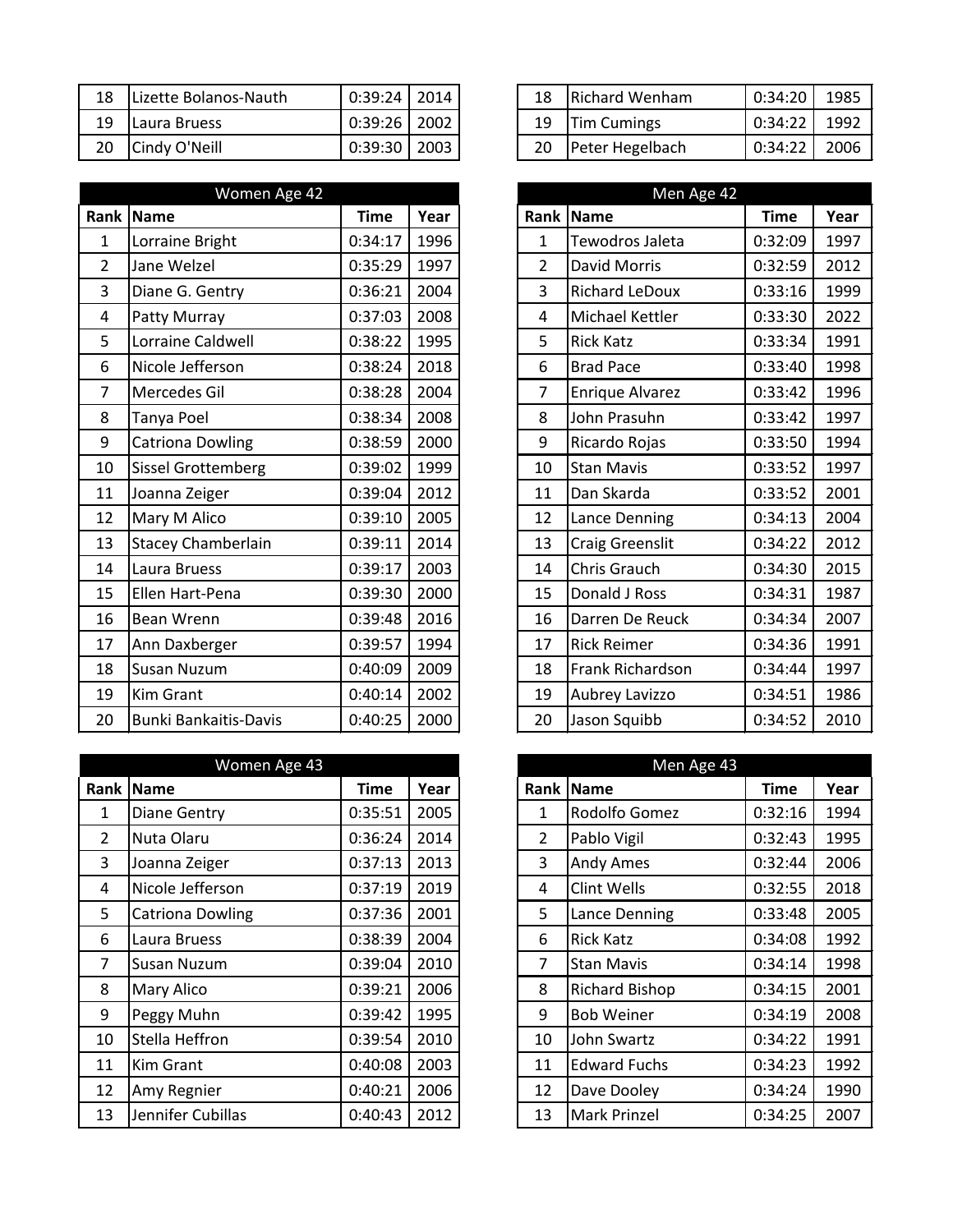| Rank | Name | Time | Year |
|---|---|---|---|
| 18 | Lizette Bolanos-Nauth | 0:39:24 | 2014 |
| 19 | Laura Bruess | 0:39:26 | 2002 |
| 20 | Cindy O'Neill | 0:39:30 | 2003 |

| Rank | Name | Time | Year |
|---|---|---|---|
| 18 | Richard Wenham | 0:34:20 | 1985 |
| 19 | Tim Cumings | 0:34:22 | 1992 |
| 20 | Peter Hegelbach | 0:34:22 | 2006 |

## Women Age 42

| Rank | Name | Time | Year |
|---|---|---|---|
| 1 | Lorraine Bright | 0:34:17 | 1996 |
| 2 | Jane Welzel | 0:35:29 | 1997 |
| 3 | Diane G. Gentry | 0:36:21 | 2004 |
| 4 | Patty Murray | 0:37:03 | 2008 |
| 5 | Lorraine Caldwell | 0:38:22 | 1995 |
| 6 | Nicole Jefferson | 0:38:24 | 2018 |
| 7 | Mercedes Gil | 0:38:28 | 2004 |
| 8 | Tanya Poel | 0:38:34 | 2008 |
| 9 | Catriona Dowling | 0:38:59 | 2000 |
| 10 | Sissel Grottemberg | 0:39:02 | 1999 |
| 11 | Joanna Zeiger | 0:39:04 | 2012 |
| 12 | Mary M Alico | 0:39:10 | 2005 |
| 13 | Stacey Chamberlain | 0:39:11 | 2014 |
| 14 | Laura Bruess | 0:39:17 | 2003 |
| 15 | Ellen Hart-Pena | 0:39:30 | 2000 |
| 16 | Bean Wrenn | 0:39:48 | 2016 |
| 17 | Ann Daxberger | 0:39:57 | 1994 |
| 18 | Susan Nuzum | 0:40:09 | 2009 |
| 19 | Kim Grant | 0:40:14 | 2002 |
| 20 | Bunki Bankaitis-Davis | 0:40:25 | 2000 |

## Men Age 42

| Rank | Name | Time | Year |
|---|---|---|---|
| 1 | Tewodros Jaleta | 0:32:09 | 1997 |
| 2 | David Morris | 0:32:59 | 2012 |
| 3 | Richard LeDoux | 0:33:16 | 1999 |
| 4 | Michael Kettler | 0:33:30 | 2022 |
| 5 | Rick Katz | 0:33:34 | 1991 |
| 6 | Brad Pace | 0:33:40 | 1998 |
| 7 | Enrique Alvarez | 0:33:42 | 1996 |
| 8 | John Prasuhn | 0:33:42 | 1997 |
| 9 | Ricardo Rojas | 0:33:50 | 1994 |
| 10 | Stan Mavis | 0:33:52 | 1997 |
| 11 | Dan Skarda | 0:33:52 | 2001 |
| 12 | Lance Denning | 0:34:13 | 2004 |
| 13 | Craig Greenslit | 0:34:22 | 2012 |
| 14 | Chris Grauch | 0:34:30 | 2015 |
| 15 | Donald J Ross | 0:34:31 | 1987 |
| 16 | Darren De Reuck | 0:34:34 | 2007 |
| 17 | Rick Reimer | 0:34:36 | 1991 |
| 18 | Frank Richardson | 0:34:44 | 1997 |
| 19 | Aubrey Lavizzo | 0:34:51 | 1986 |
| 20 | Jason Squibb | 0:34:52 | 2010 |

## Women Age 43

| Rank | Name | Time | Year |
|---|---|---|---|
| 1 | Diane Gentry | 0:35:51 | 2005 |
| 2 | Nuta Olaru | 0:36:24 | 2014 |
| 3 | Joanna Zeiger | 0:37:13 | 2013 |
| 4 | Nicole Jefferson | 0:37:19 | 2019 |
| 5 | Catriona Dowling | 0:37:36 | 2001 |
| 6 | Laura Bruess | 0:38:39 | 2004 |
| 7 | Susan Nuzum | 0:39:04 | 2010 |
| 8 | Mary Alico | 0:39:21 | 2006 |
| 9 | Peggy Muhn | 0:39:42 | 1995 |
| 10 | Stella Heffron | 0:39:54 | 2010 |
| 11 | Kim Grant | 0:40:08 | 2003 |
| 12 | Amy Regnier | 0:40:21 | 2006 |
| 13 | Jennifer Cubillas | 0:40:43 | 2012 |

## Men Age 43

| Rank | Name | Time | Year |
|---|---|---|---|
| 1 | Rodolfo Gomez | 0:32:16 | 1994 |
| 2 | Pablo Vigil | 0:32:43 | 1995 |
| 3 | Andy Ames | 0:32:44 | 2006 |
| 4 | Clint Wells | 0:32:55 | 2018 |
| 5 | Lance Denning | 0:33:48 | 2005 |
| 6 | Rick Katz | 0:34:08 | 1992 |
| 7 | Stan Mavis | 0:34:14 | 1998 |
| 8 | Richard Bishop | 0:34:15 | 2001 |
| 9 | Bob Weiner | 0:34:19 | 2008 |
| 10 | John Swartz | 0:34:22 | 1991 |
| 11 | Edward Fuchs | 0:34:23 | 1992 |
| 12 | Dave Dooley | 0:34:24 | 1990 |
| 13 | Mark Prinzel | 0:34:25 | 2007 |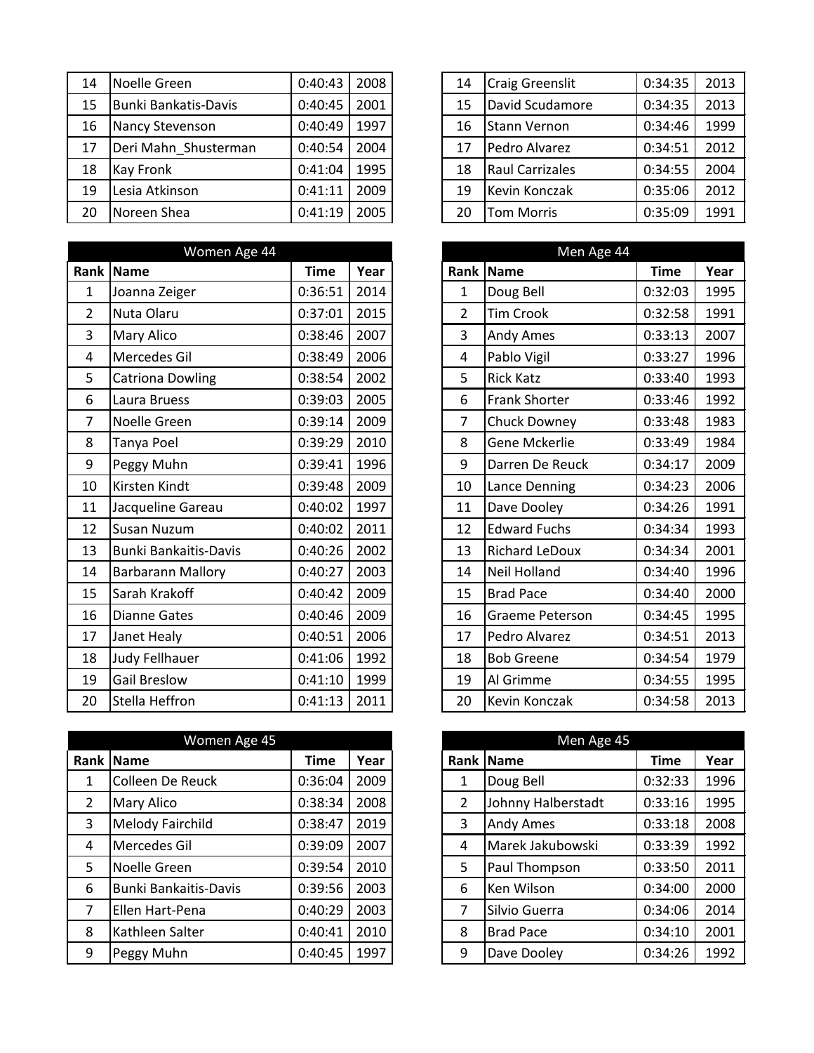| Rank | Name | Time | Year |
|---|---|---|---|
| 14 | Noelle Green | 0:40:43 | 2008 |
| 15 | Bunki Bankatis-Davis | 0:40:45 | 2001 |
| 16 | Nancy Stevenson | 0:40:49 | 1997 |
| 17 | Deri Mahn_Shusterman | 0:40:54 | 2004 |
| 18 | Kay Fronk | 0:41:04 | 1995 |
| 19 | Lesia Atkinson | 0:41:11 | 2009 |
| 20 | Noreen Shea | 0:41:19 | 2005 |

| Rank | Name | Time | Year |
|---|---|---|---|
| 14 | Craig Greenslit | 0:34:35 | 2013 |
| 15 | David Scudamore | 0:34:35 | 2013 |
| 16 | Stann Vernon | 0:34:46 | 1999 |
| 17 | Pedro Alvarez | 0:34:51 | 2012 |
| 18 | Raul Carrizales | 0:34:55 | 2004 |
| 19 | Kevin Konczak | 0:35:06 | 2012 |
| 20 | Tom Morris | 0:35:09 | 1991 |

## Women Age 44

| Rank | Name | Time | Year |
|---|---|---|---|
| 1 | Joanna Zeiger | 0:36:51 | 2014 |
| 2 | Nuta Olaru | 0:37:01 | 2015 |
| 3 | Mary Alico | 0:38:46 | 2007 |
| 4 | Mercedes Gil | 0:38:49 | 2006 |
| 5 | Catriona Dowling | 0:38:54 | 2002 |
| 6 | Laura Bruess | 0:39:03 | 2005 |
| 7 | Noelle Green | 0:39:14 | 2009 |
| 8 | Tanya Poel | 0:39:29 | 2010 |
| 9 | Peggy Muhn | 0:39:41 | 1996 |
| 10 | Kirsten Kindt | 0:39:48 | 2009 |
| 11 | Jacqueline Gareau | 0:40:02 | 1997 |
| 12 | Susan Nuzum | 0:40:02 | 2011 |
| 13 | Bunki Bankaitis-Davis | 0:40:26 | 2002 |
| 14 | Barbarann Mallory | 0:40:27 | 2003 |
| 15 | Sarah Krakoff | 0:40:42 | 2009 |
| 16 | Dianne Gates | 0:40:46 | 2009 |
| 17 | Janet Healy | 0:40:51 | 2006 |
| 18 | Judy Fellhauer | 0:41:06 | 1992 |
| 19 | Gail Breslow | 0:41:10 | 1999 |
| 20 | Stella Heffron | 0:41:13 | 2011 |

## Men Age 44

| Rank | Name | Time | Year |
|---|---|---|---|
| 1 | Doug Bell | 0:32:03 | 1995 |
| 2 | Tim Crook | 0:32:58 | 1991 |
| 3 | Andy Ames | 0:33:13 | 2007 |
| 4 | Pablo Vigil | 0:33:27 | 1996 |
| 5 | Rick Katz | 0:33:40 | 1993 |
| 6 | Frank Shorter | 0:33:46 | 1992 |
| 7 | Chuck Downey | 0:33:48 | 1983 |
| 8 | Gene Mckerlie | 0:33:49 | 1984 |
| 9 | Darren De Reuck | 0:34:17 | 2009 |
| 10 | Lance Denning | 0:34:23 | 2006 |
| 11 | Dave Dooley | 0:34:26 | 1991 |
| 12 | Edward Fuchs | 0:34:34 | 1993 |
| 13 | Richard LeDoux | 0:34:34 | 2001 |
| 14 | Neil Holland | 0:34:40 | 1996 |
| 15 | Brad Pace | 0:34:40 | 2000 |
| 16 | Graeme Peterson | 0:34:45 | 1995 |
| 17 | Pedro Alvarez | 0:34:51 | 2013 |
| 18 | Bob Greene | 0:34:54 | 1979 |
| 19 | Al Grimme | 0:34:55 | 1995 |
| 20 | Kevin Konczak | 0:34:58 | 2013 |

## Women Age 45

| Rank | Name | Time | Year |
|---|---|---|---|
| 1 | Colleen De Reuck | 0:36:04 | 2009 |
| 2 | Mary Alico | 0:38:34 | 2008 |
| 3 | Melody Fairchild | 0:38:47 | 2019 |
| 4 | Mercedes Gil | 0:39:09 | 2007 |
| 5 | Noelle Green | 0:39:54 | 2010 |
| 6 | Bunki Bankaitis-Davis | 0:39:56 | 2003 |
| 7 | Ellen Hart-Pena | 0:40:29 | 2003 |
| 8 | Kathleen Salter | 0:40:41 | 2010 |
| 9 | Peggy Muhn | 0:40:45 | 1997 |

## Men Age 45

| Rank | Name | Time | Year |
|---|---|---|---|
| 1 | Doug Bell | 0:32:33 | 1996 |
| 2 | Johnny Halberstadt | 0:33:16 | 1995 |
| 3 | Andy Ames | 0:33:18 | 2008 |
| 4 | Marek Jakubowski | 0:33:39 | 1992 |
| 5 | Paul Thompson | 0:33:50 | 2011 |
| 6 | Ken Wilson | 0:34:00 | 2000 |
| 7 | Silvio Guerra | 0:34:06 | 2014 |
| 8 | Brad Pace | 0:34:10 | 2001 |
| 9 | Dave Dooley | 0:34:26 | 1992 |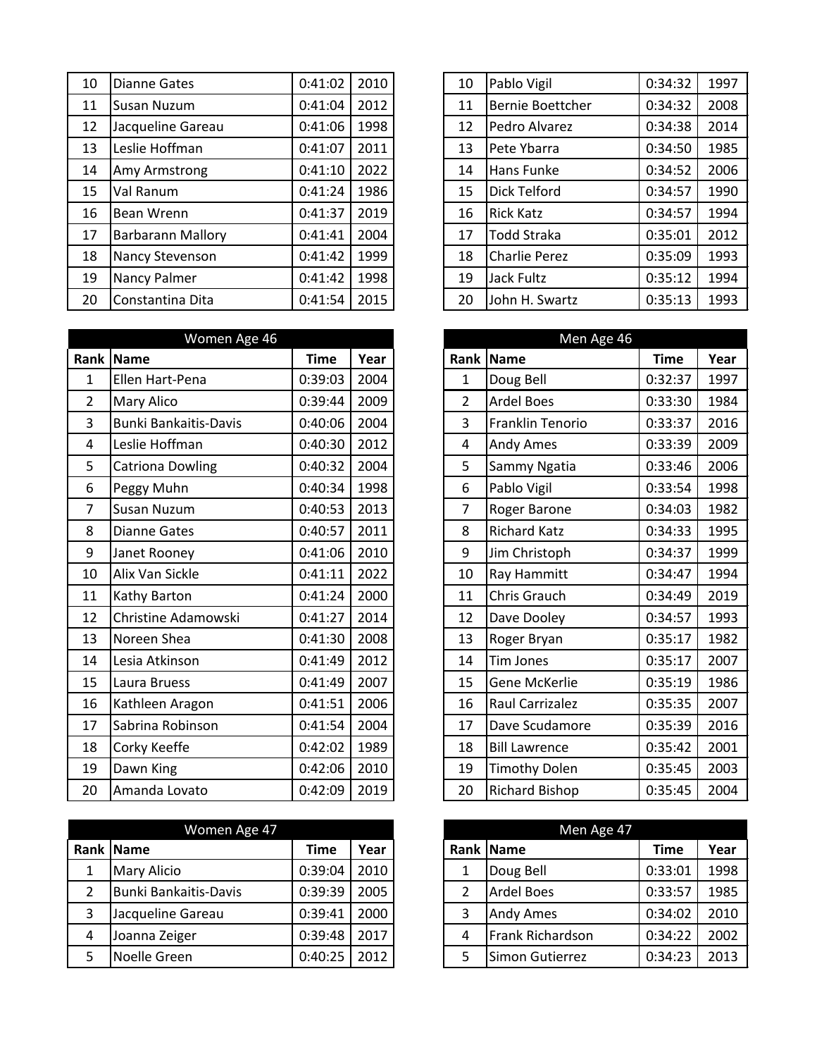| Rank | Name | Time | Year |
| --- | --- | --- | --- |
| 10 | Dianne Gates | 0:41:02 | 2010 |
| 11 | Susan Nuzum | 0:41:04 | 2012 |
| 12 | Jacqueline Gareau | 0:41:06 | 1998 |
| 13 | Leslie Hoffman | 0:41:07 | 2011 |
| 14 | Amy Armstrong | 0:41:10 | 2022 |
| 15 | Val Ranum | 0:41:24 | 1986 |
| 16 | Bean Wrenn | 0:41:37 | 2019 |
| 17 | Barbarann Mallory | 0:41:41 | 2004 |
| 18 | Nancy Stevenson | 0:41:42 | 1999 |
| 19 | Nancy Palmer | 0:41:42 | 1998 |
| 20 | Constantina Dita | 0:41:54 | 2015 |

| Rank | Name | Time | Year |
| --- | --- | --- | --- |
| 10 | Pablo Vigil | 0:34:32 | 1997 |
| 11 | Bernie Boettcher | 0:34:32 | 2008 |
| 12 | Pedro Alvarez | 0:34:38 | 2014 |
| 13 | Pete Ybarra | 0:34:50 | 1985 |
| 14 | Hans Funke | 0:34:52 | 2006 |
| 15 | Dick Telford | 0:34:57 | 1990 |
| 16 | Rick Katz | 0:34:57 | 1994 |
| 17 | Todd Straka | 0:35:01 | 2012 |
| 18 | Charlie Perez | 0:35:09 | 1993 |
| 19 | Jack Fultz | 0:35:12 | 1994 |
| 20 | John H. Swartz | 0:35:13 | 1993 |

### Women Age 46

| Rank | Name | Time | Year |
| --- | --- | --- | --- |
| 1 | Ellen Hart-Pena | 0:39:03 | 2004 |
| 2 | Mary Alico | 0:39:44 | 2009 |
| 3 | Bunki Bankaitis-Davis | 0:40:06 | 2004 |
| 4 | Leslie Hoffman | 0:40:30 | 2012 |
| 5 | Catriona Dowling | 0:40:32 | 2004 |
| 6 | Peggy Muhn | 0:40:34 | 1998 |
| 7 | Susan Nuzum | 0:40:53 | 2013 |
| 8 | Dianne Gates | 0:40:57 | 2011 |
| 9 | Janet Rooney | 0:41:06 | 2010 |
| 10 | Alix Van Sickle | 0:41:11 | 2022 |
| 11 | Kathy Barton | 0:41:24 | 2000 |
| 12 | Christine Adamowski | 0:41:27 | 2014 |
| 13 | Noreen Shea | 0:41:30 | 2008 |
| 14 | Lesia Atkinson | 0:41:49 | 2012 |
| 15 | Laura Bruess | 0:41:49 | 2007 |
| 16 | Kathleen Aragon | 0:41:51 | 2006 |
| 17 | Sabrina Robinson | 0:41:54 | 2004 |
| 18 | Corky Keeffe | 0:42:02 | 1989 |
| 19 | Dawn King | 0:42:06 | 2010 |
| 20 | Amanda Lovato | 0:42:09 | 2019 |

### Men Age 46

| Rank | Name | Time | Year |
| --- | --- | --- | --- |
| 1 | Doug Bell | 0:32:37 | 1997 |
| 2 | Ardel Boes | 0:33:30 | 1984 |
| 3 | Franklin Tenorio | 0:33:37 | 2016 |
| 4 | Andy Ames | 0:33:39 | 2009 |
| 5 | Sammy Ngatia | 0:33:46 | 2006 |
| 6 | Pablo Vigil | 0:33:54 | 1998 |
| 7 | Roger Barone | 0:34:03 | 1982 |
| 8 | Richard Katz | 0:34:33 | 1995 |
| 9 | Jim Christoph | 0:34:37 | 1999 |
| 10 | Ray Hammitt | 0:34:47 | 1994 |
| 11 | Chris Grauch | 0:34:49 | 2019 |
| 12 | Dave Dooley | 0:34:57 | 1993 |
| 13 | Roger Bryan | 0:35:17 | 1982 |
| 14 | Tim Jones | 0:35:17 | 2007 |
| 15 | Gene McKerlie | 0:35:19 | 1986 |
| 16 | Raul Carrizalez | 0:35:35 | 2007 |
| 17 | Dave Scudamore | 0:35:39 | 2016 |
| 18 | Bill Lawrence | 0:35:42 | 2001 |
| 19 | Timothy Dolen | 0:35:45 | 2003 |
| 20 | Richard Bishop | 0:35:45 | 2004 |

### Women Age 47

| Rank | Name | Time | Year |
| --- | --- | --- | --- |
| 1 | Mary Alicio | 0:39:04 | 2010 |
| 2 | Bunki Bankaitis-Davis | 0:39:39 | 2005 |
| 3 | Jacqueline Gareau | 0:39:41 | 2000 |
| 4 | Joanna Zeiger | 0:39:48 | 2017 |
| 5 | Noelle Green | 0:40:25 | 2012 |

### Men Age 47

| Rank | Name | Time | Year |
| --- | --- | --- | --- |
| 1 | Doug Bell | 0:33:01 | 1998 |
| 2 | Ardel Boes | 0:33:57 | 1985 |
| 3 | Andy Ames | 0:34:02 | 2010 |
| 4 | Frank Richardson | 0:34:22 | 2002 |
| 5 | Simon Gutierrez | 0:34:23 | 2013 |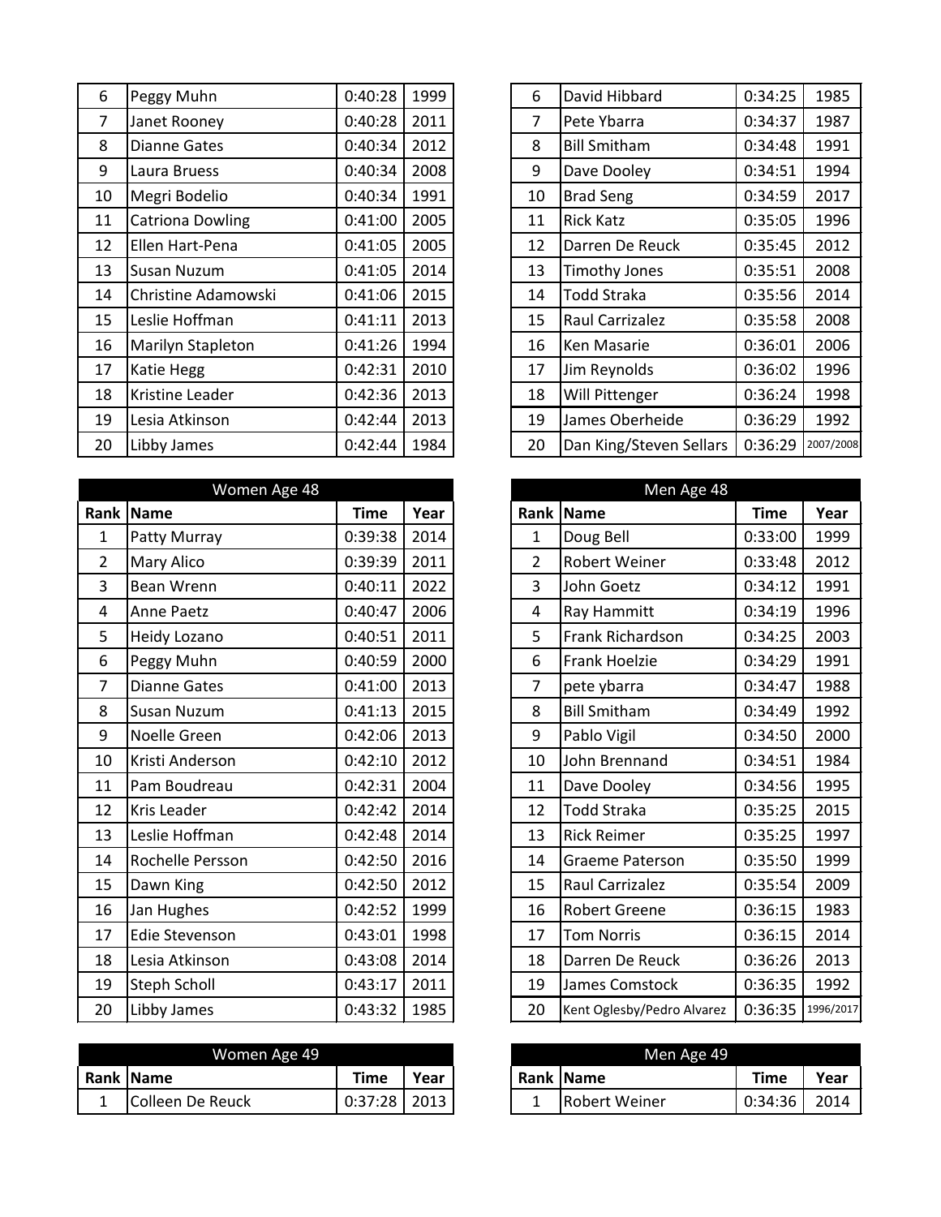| Rank | Name | Time | Year |
|---|---|---|---|
| 6 | Peggy Muhn | 0:40:28 | 1999 |
| 7 | Janet Rooney | 0:40:28 | 2011 |
| 8 | Dianne Gates | 0:40:34 | 2012 |
| 9 | Laura Bruess | 0:40:34 | 2008 |
| 10 | Megri Bodelio | 0:40:34 | 1991 |
| 11 | Catriona Dowling | 0:41:00 | 2005 |
| 12 | Ellen Hart-Pena | 0:41:05 | 2005 |
| 13 | Susan Nuzum | 0:41:05 | 2014 |
| 14 | Christine Adamowski | 0:41:06 | 2015 |
| 15 | Leslie Hoffman | 0:41:11 | 2013 |
| 16 | Marilyn Stapleton | 0:41:26 | 1994 |
| 17 | Katie Hegg | 0:42:31 | 2010 |
| 18 | Kristine Leader | 0:42:36 | 2013 |
| 19 | Lesia Atkinson | 0:42:44 | 2013 |
| 20 | Libby James | 0:42:44 | 1984 |

| Rank | Name | Time | Year |
|---|---|---|---|
| 6 | David Hibbard | 0:34:25 | 1985 |
| 7 | Pete Ybarra | 0:34:37 | 1987 |
| 8 | Bill Smitham | 0:34:48 | 1991 |
| 9 | Dave Dooley | 0:34:51 | 1994 |
| 10 | Brad Seng | 0:34:59 | 2017 |
| 11 | Rick Katz | 0:35:05 | 1996 |
| 12 | Darren De Reuck | 0:35:45 | 2012 |
| 13 | Timothy Jones | 0:35:51 | 2008 |
| 14 | Todd Straka | 0:35:56 | 2014 |
| 15 | Raul Carrizalez | 0:35:58 | 2008 |
| 16 | Ken Masarie | 0:36:01 | 2006 |
| 17 | Jim Reynolds | 0:36:02 | 1996 |
| 18 | Will Pittenger | 0:36:24 | 1998 |
| 19 | James Oberheide | 0:36:29 | 1992 |
| 20 | Dan King/Steven Sellars | 0:36:29 | 2007/2008 |

| Women Age 48 | | | |
|---|---|---|---|
| Rank | Name | Time | Year |
| 1 | Patty Murray | 0:39:38 | 2014 |
| 2 | Mary Alico | 0:39:39 | 2011 |
| 3 | Bean Wrenn | 0:40:11 | 2022 |
| 4 | Anne Paetz | 0:40:47 | 2006 |
| 5 | Heidy Lozano | 0:40:51 | 2011 |
| 6 | Peggy Muhn | 0:40:59 | 2000 |
| 7 | Dianne Gates | 0:41:00 | 2013 |
| 8 | Susan Nuzum | 0:41:13 | 2015 |
| 9 | Noelle Green | 0:42:06 | 2013 |
| 10 | Kristi Anderson | 0:42:10 | 2012 |
| 11 | Pam Boudreau | 0:42:31 | 2004 |
| 12 | Kris Leader | 0:42:42 | 2014 |
| 13 | Leslie Hoffman | 0:42:48 | 2014 |
| 14 | Rochelle Persson | 0:42:50 | 2016 |
| 15 | Dawn King | 0:42:50 | 2012 |
| 16 | Jan Hughes | 0:42:52 | 1999 |
| 17 | Edie Stevenson | 0:43:01 | 1998 |
| 18 | Lesia Atkinson | 0:43:08 | 2014 |
| 19 | Steph Scholl | 0:43:17 | 2011 |
| 20 | Libby James | 0:43:32 | 1985 |

| Men Age 48 | | | |
|---|---|---|---|
| Rank | Name | Time | Year |
| 1 | Doug Bell | 0:33:00 | 1999 |
| 2 | Robert Weiner | 0:33:48 | 2012 |
| 3 | John Goetz | 0:34:12 | 1991 |
| 4 | Ray Hammitt | 0:34:19 | 1996 |
| 5 | Frank Richardson | 0:34:25 | 2003 |
| 6 | Frank Hoelzie | 0:34:29 | 1991 |
| 7 | pete ybarra | 0:34:47 | 1988 |
| 8 | Bill Smitham | 0:34:49 | 1992 |
| 9 | Pablo Vigil | 0:34:50 | 2000 |
| 10 | John Brennand | 0:34:51 | 1984 |
| 11 | Dave Dooley | 0:34:56 | 1995 |
| 12 | Todd Straka | 0:35:25 | 2015 |
| 13 | Rick Reimer | 0:35:25 | 1997 |
| 14 | Graeme Paterson | 0:35:50 | 1999 |
| 15 | Raul Carrizalez | 0:35:54 | 2009 |
| 16 | Robert Greene | 0:36:15 | 1983 |
| 17 | Tom Norris | 0:36:15 | 2014 |
| 18 | Darren De Reuck | 0:36:26 | 2013 |
| 19 | James Comstock | 0:36:35 | 1992 |
| 20 | Kent Oglesby/Pedro Alvarez | 0:36:35 | 1996/2017 |

| Women Age 49 | | | |
|---|---|---|---|
| Rank | Name | Time | Year |
| 1 | Colleen De Reuck | 0:37:28 | 2013 |

| Men Age 49 | | | |
|---|---|---|---|
| Rank | Name | Time | Year |
| 1 | Robert Weiner | 0:34:36 | 2014 |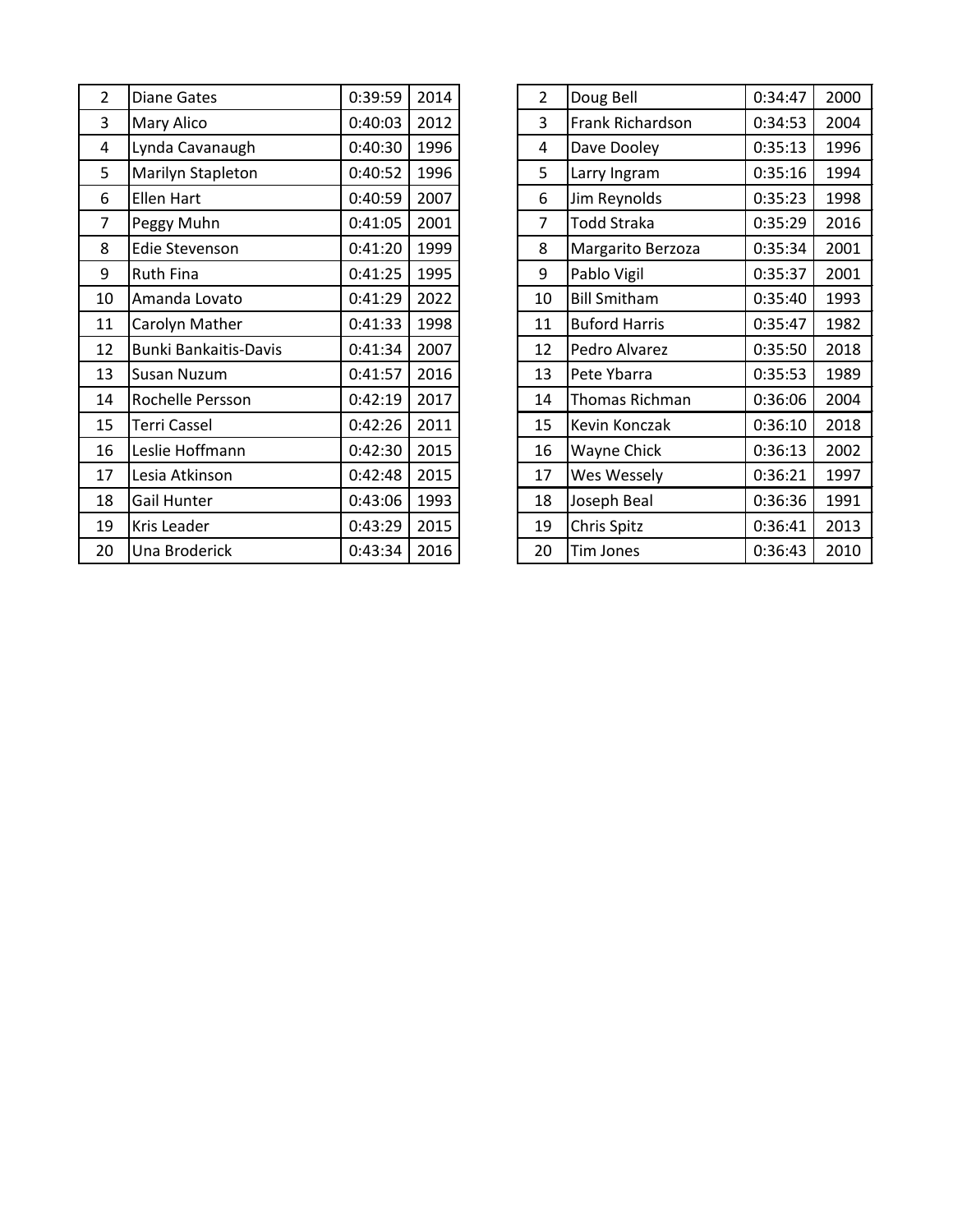| | | | |
|---|---|---|---|
| 2 | Diane Gates | 0:39:59 | 2014 |
| 3 | Mary Alico | 0:40:03 | 2012 |
| 4 | Lynda Cavanaugh | 0:40:30 | 1996 |
| 5 | Marilyn Stapleton | 0:40:52 | 1996 |
| 6 | Ellen Hart | 0:40:59 | 2007 |
| 7 | Peggy Muhn | 0:41:05 | 2001 |
| 8 | Edie Stevenson | 0:41:20 | 1999 |
| 9 | Ruth Fina | 0:41:25 | 1995 |
| 10 | Amanda Lovato | 0:41:29 | 2022 |
| 11 | Carolyn Mather | 0:41:33 | 1998 |
| 12 | Bunki Bankaitis-Davis | 0:41:34 | 2007 |
| 13 | Susan Nuzum | 0:41:57 | 2016 |
| 14 | Rochelle Persson | 0:42:19 | 2017 |
| 15 | Terri Cassel | 0:42:26 | 2011 |
| 16 | Leslie Hoffmann | 0:42:30 | 2015 |
| 17 | Lesia Atkinson | 0:42:48 | 2015 |
| 18 | Gail Hunter | 0:43:06 | 1993 |
| 19 | Kris Leader | 0:43:29 | 2015 |
| 20 | Una Broderick | 0:43:34 | 2016 |

| | | | |
|---|---|---|---|
| 2 | Doug Bell | 0:34:47 | 2000 |
| 3 | Frank Richardson | 0:34:53 | 2004 |
| 4 | Dave Dooley | 0:35:13 | 1996 |
| 5 | Larry Ingram | 0:35:16 | 1994 |
| 6 | Jim Reynolds | 0:35:23 | 1998 |
| 7 | Todd Straka | 0:35:29 | 2016 |
| 8 | Margarito Berzoza | 0:35:34 | 2001 |
| 9 | Pablo Vigil | 0:35:37 | 2001 |
| 10 | Bill Smitham | 0:35:40 | 1993 |
| 11 | Buford Harris | 0:35:47 | 1982 |
| 12 | Pedro Alvarez | 0:35:50 | 2018 |
| 13 | Pete Ybarra | 0:35:53 | 1989 |
| 14 | Thomas Richman | 0:36:06 | 2004 |
| 15 | Kevin Konczak | 0:36:10 | 2018 |
| 16 | Wayne Chick | 0:36:13 | 2002 |
| 17 | Wes Wessely | 0:36:21 | 1997 |
| 18 | Joseph Beal | 0:36:36 | 1991 |
| 19 | Chris Spitz | 0:36:41 | 2013 |
| 20 | Tim Jones | 0:36:43 | 2010 |